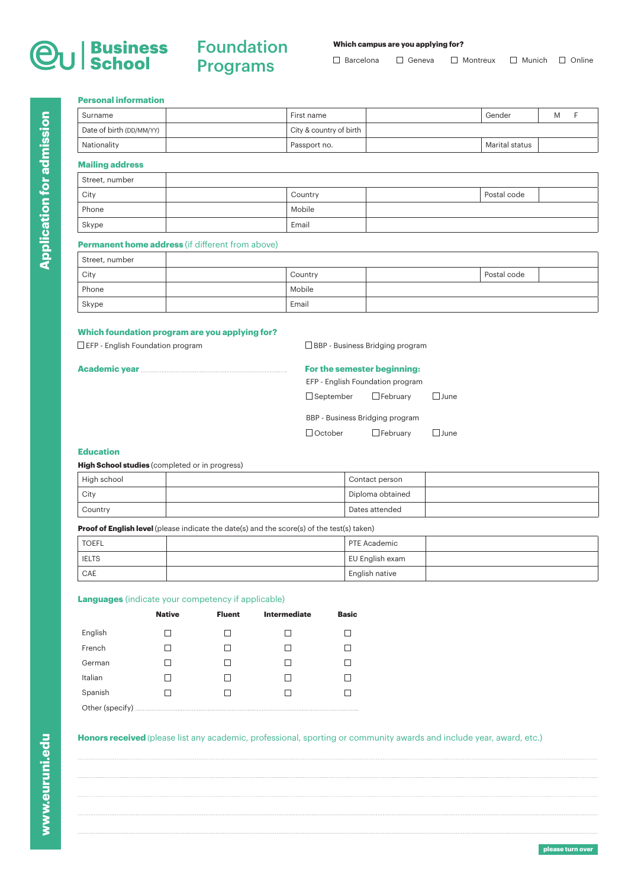# eu Business School

## Foundation Programs

**Which campus are you applying for?**

☐ Barcelona ☐ Geneva ☐ Montreux ☐ Munich ☐ Online

**Application for admission**

### Personal information

| Surname | | First name | | Gender | M F |
|---|---|---|---|---|---|
| Date of birth (DD/MM/YY) | | City & country of birth | | | |
| Nationality | | Passport no. | | Marital status | |

### Mailing address

| Street, number | | | | | |
|---|---|---|---|---|---|
| City | | Country | | Postal code | |
| Phone | | Mobile | | | |
| Skype | | Email | | | |

### Permanent home address (if different from above)

| Street, number | | | | | |
|---|---|---|---|---|---|
| City | | Country | | Postal code | |
| Phone | | Mobile | | | |
| Skype | | Email | | | |

### Which foundation program are you applying for?

☐ EFP - English Foundation program ☐ BBP - Business Bridging program

**Academic year** ..............................................................

**For the semester beginning:**

EFP - English Foundation program

☐ September ☐ February ☐ June

BBP - Business Bridging program

☐ October ☐ February ☐ June

### Education

**High School studies** (completed or in progress)

| High school | | Contact person | |
|---|---|---|---|
| City | | Diploma obtained | |
| Country | | Dates attended | |

**Proof of English level** (please indicate the date(s) and the score(s) of the test(s) taken)

| TOEFL | | PTE Academic | |
|---|---|---|---|
| IELTS | | EU English exam | |
| CAE | | English native | |

### Languages (indicate your competency if applicable)

| | Native | Fluent | Intermediate | Basic |
|---|---|---|---|---|
| English | ☐ | ☐ | ☐ | ☐ |
| French | ☐ | ☐ | ☐ | ☐ |
| German | ☐ | ☐ | ☐ | ☐ |
| Italian | ☐ | ☐ | ☐ | ☐ |
| Spanish | ☐ | ☐ | ☐ | ☐ |

Other (specify) ..............................................................

### Honors received (please list any academic, professional, sporting or community awards and include year, award, etc.)

..............................................................

..............................................................

..............................................................

..............................................................

www.euruni.edu

please turn over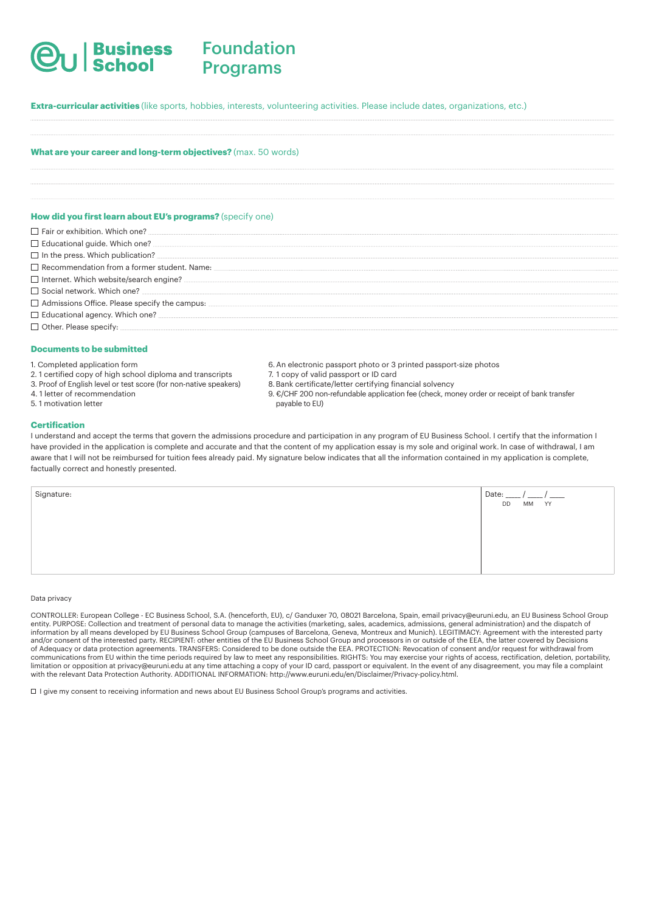# EU | Business School — Foundation Programs

**Extra-curricular activities** (like sports, hobbies, interests, volunteering activities. Please include dates, organizations, etc.)

**What are your career and long-term objectives?** (max. 50 words)

**How did you first learn about EU's programs?** (specify one)

- ☐ Fair or exhibition. Which one?
- ☐ Educational guide. Which one?
- ☐ In the press. Which publication?
- ☐ Recommendation from a former student. Name:
- ☐ Internet. Which website/search engine?
- ☐ Social network. Which one?
- ☐ Admissions Office. Please specify the campus:
- ☐ Educational agency. Which one?
- ☐ Other. Please specify:

**Documents to be submitted**

1. Completed application form
2. 1 certified copy of high school diploma and transcripts
3. Proof of English level or test score (for non-native speakers)
4. 1 letter of recommendation
5. 1 motivation letter
6. An electronic passport photo or 3 printed passport-size photos
7. 1 copy of valid passport or ID card
8. Bank certificate/letter certifying financial solvency
9. €/CHF 200 non-refundable application fee (check, money order or receipt of bank transfer payable to EU)

**Certification**

I understand and accept the terms that govern the admissions procedure and participation in any program of EU Business School. I certify that the information I have provided in the application is complete and accurate and that the content of my application essay is my sole and original work. In case of withdrawal, I am aware that I will not be reimbursed for tuition fees already paid. My signature below indicates that all the information contained in my application is complete, factually correct and honestly presented.

| Signature: | Date: ____ / ____ / ____ (DD MM YY) |
|---|---|

Data privacy

CONTROLLER: European College - EC Business School, S.A. (henceforth, EU), c/ Ganduxer 70, 08021 Barcelona, Spain, email privacy@euruni.edu, an EU Business School Group entity. PURPOSE: Collection and treatment of personal data to manage the activities (marketing, sales, academics, admissions, general administration) and the dispatch of information by all means developed by EU Business School Group (campuses of Barcelona, Geneva, Montreux and Munich). LEGITIMACY: Agreement with the interested party and/or consent of the interested party. RECIPIENT: other entities of the EU Business School Group and processors in or outside of the EEA, the latter covered by Decisions of Adequacy or data protection agreements. TRANSFERS: Considered to be done outside the EEA. PROTECTION: Revocation of consent and/or request for withdrawal from communications from EU within the time periods required by law to meet any responsibilities. RIGHTS: You may exercise your rights of access, rectification, deletion, portability, limitation or opposition at privacy@euruni.edu at any time attaching a copy of your ID card, passport or equivalent. In the event of any disagreement, you may file a complaint with the relevant Data Protection Authority. ADDITIONAL INFORMATION: http://www.euruni.edu/en/Disclaimer/Privacy-policy.html.

☐ I give my consent to receiving information and news about EU Business School Group's programs and activities.